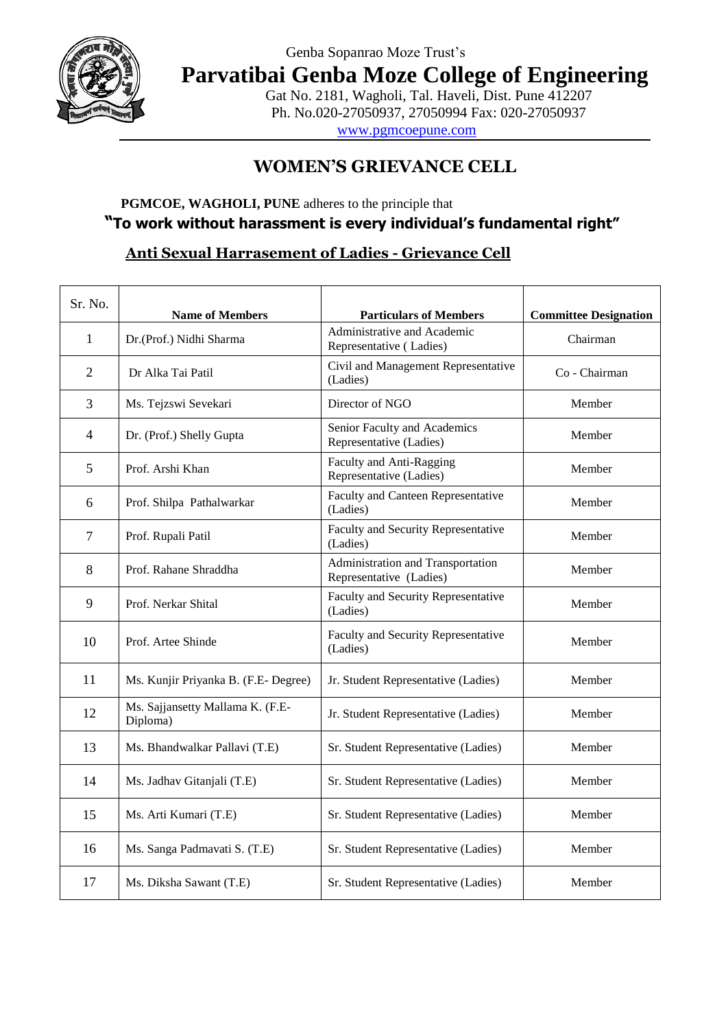Genba Sopanrao Moze Trust's

# Parvatibai Genba Moze College of Engineering

Gat No. 2181, Wagholi, Tal. Haveli, Dist. Pune 412207
Ph. No.020-27050937, 27050994 Fax: 020-27050937
www.pgmcoepune.com

## WOMEN'S GRIEVANCE CELL

**PGMCOE, WAGHOLI, PUNE** adheres to the principle that

**"To work without harassment is every individual's fundamental right"**

### Anti Sexual Harrasement of Ladies - Grievance Cell

| Sr. No. | Name of Members | Particulars of Members | Committee Designation |
|---|---|---|---|
| 1 | Dr.(Prof.) Nidhi Sharma | Administrative and Academic Representative ( Ladies) | Chairman |
| 2 | Dr Alka Tai Patil | Civil and Management Representative (Ladies) | Co - Chairman |
| 3 | Ms. Tejzswi Sevekari | Director of NGO | Member |
| 4 | Dr. (Prof.) Shelly Gupta | Senior Faculty and Academics Representative (Ladies) | Member |
| 5 | Prof. Arshi Khan | Faculty and Anti-Ragging Representative (Ladies) | Member |
| 6 | Prof. Shilpa Pathalwarkar | Faculty and Canteen Representative (Ladies) | Member |
| 7 | Prof. Rupali Patil | Faculty and Security Representative (Ladies) | Member |
| 8 | Prof. Rahane Shraddha | Administration and Transportation Representative (Ladies) | Member |
| 9 | Prof. Nerkar Shital | Faculty and Security Representative (Ladies) | Member |
| 10 | Prof. Artee Shinde | Faculty and Security Representative (Ladies) | Member |
| 11 | Ms. Kunjir Priyanka B. (F.E- Degree) | Jr. Student Representative (Ladies) | Member |
| 12 | Ms. Sajjansetty Mallama K. (F.E- Diploma) | Jr. Student Representative (Ladies) | Member |
| 13 | Ms. Bhandwalkar Pallavi (T.E) | Sr. Student Representative (Ladies) | Member |
| 14 | Ms. Jadhav Gitanjali (T.E) | Sr. Student Representative (Ladies) | Member |
| 15 | Ms. Arti Kumari (T.E) | Sr. Student Representative (Ladies) | Member |
| 16 | Ms. Sanga Padmavati S. (T.E) | Sr. Student Representative (Ladies) | Member |
| 17 | Ms. Diksha Sawant (T.E) | Sr. Student Representative (Ladies) | Member |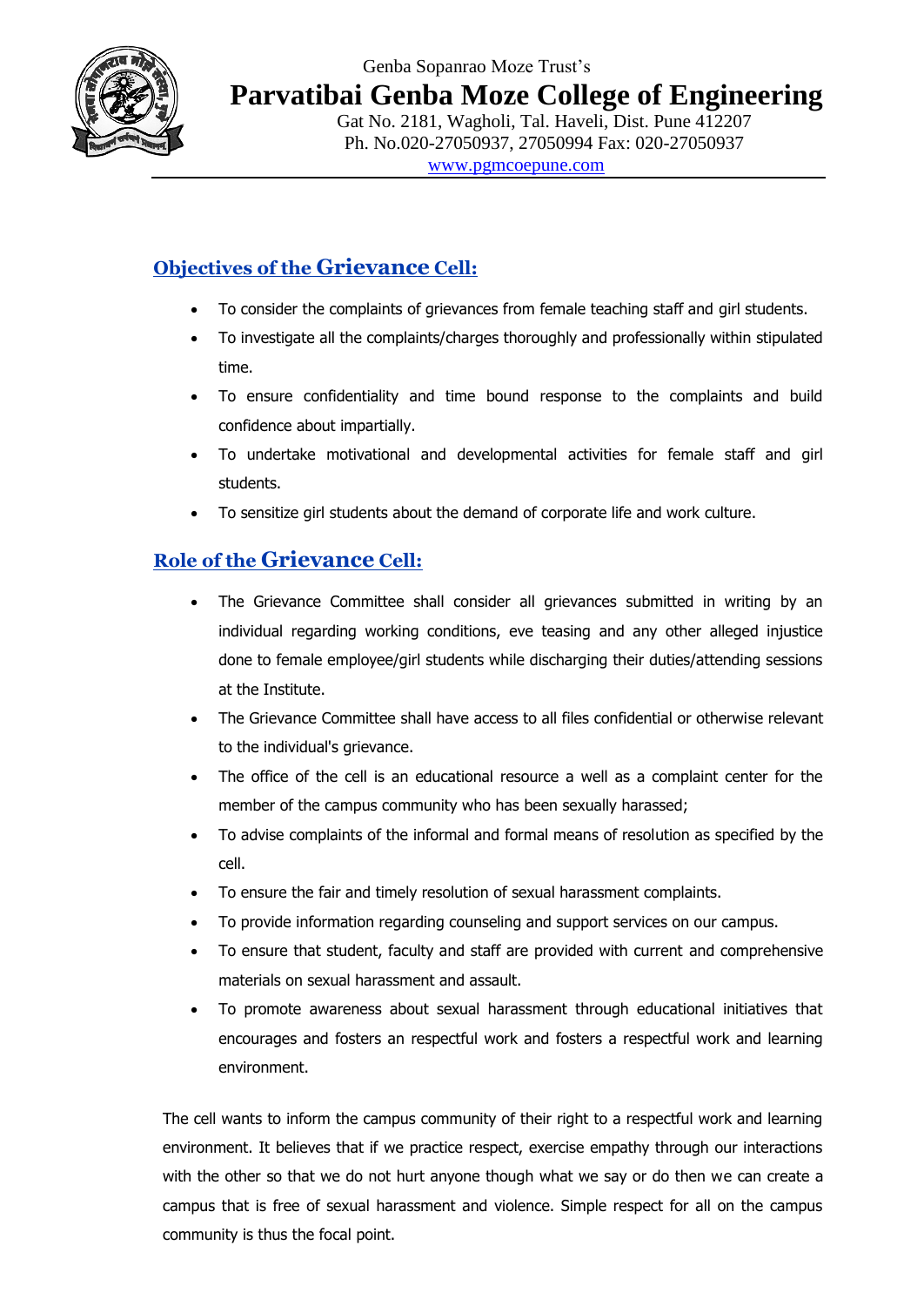Genba Sopanrao Moze Trust's

# Parvatibai Genba Moze College of Engineering

Gat No. 2181, Wagholi, Tal. Haveli, Dist. Pune 412207
Ph. No.020-27050937, 27050994 Fax: 020-27050937
www.pgmcoepune.com

## Objectives of the Grievance Cell:

- To consider the complaints of grievances from female teaching staff and girl students.
- To investigate all the complaints/charges thoroughly and professionally within stipulated time.
- To ensure confidentiality and time bound response to the complaints and build confidence about impartially.
- To undertake motivational and developmental activities for female staff and girl students.
- To sensitize girl students about the demand of corporate life and work culture.

## Role of the Grievance Cell:

- The Grievance Committee shall consider all grievances submitted in writing by an individual regarding working conditions, eve teasing and any other alleged injustice done to female employee/girl students while discharging their duties/attending sessions at the Institute.
- The Grievance Committee shall have access to all files confidential or otherwise relevant to the individual's grievance.
- The office of the cell is an educational resource a well as a complaint center for the member of the campus community who has been sexually harassed;
- To advise complaints of the informal and formal means of resolution as specified by the cell.
- To ensure the fair and timely resolution of sexual harassment complaints.
- To provide information regarding counseling and support services on our campus.
- To ensure that student, faculty and staff are provided with current and comprehensive materials on sexual harassment and assault.
- To promote awareness about sexual harassment through educational initiatives that encourages and fosters an respectful work and fosters a respectful work and learning environment.

The cell wants to inform the campus community of their right to a respectful work and learning environment. It believes that if we practice respect, exercise empathy through our interactions with the other so that we do not hurt anyone though what we say or do then we can create a campus that is free of sexual harassment and violence. Simple respect for all on the campus community is thus the focal point.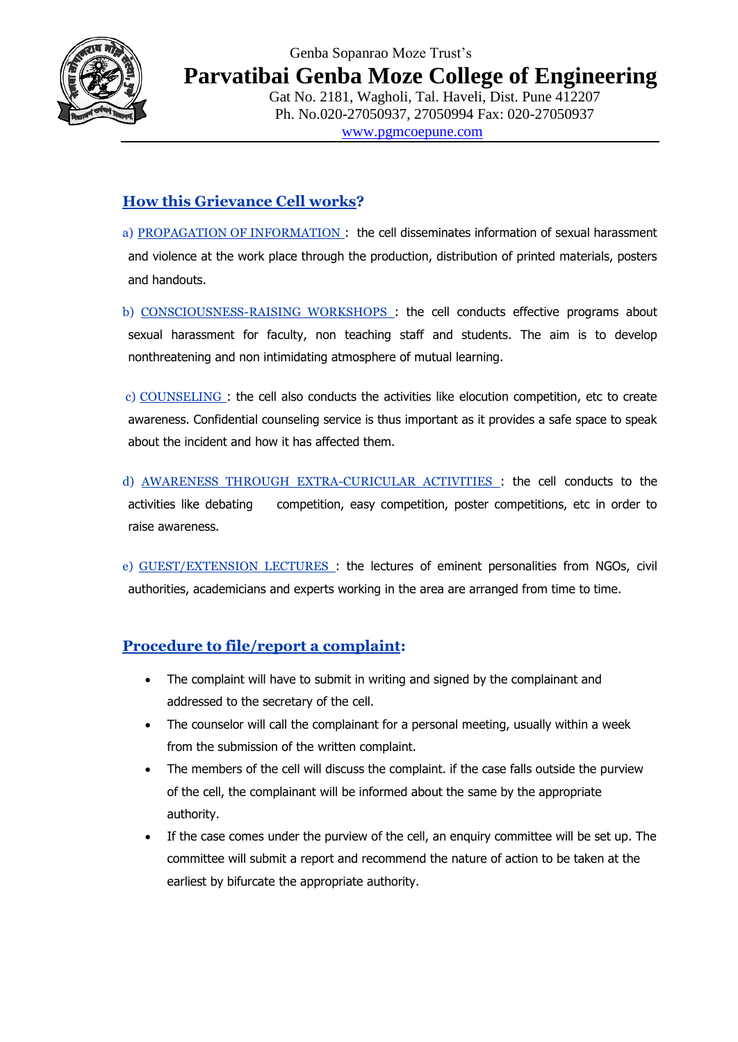Genba Sopanrao Moze Trust's

# Parvatibai Genba Moze College of Engineering

Gat No. 2181, Wagholi, Tal. Haveli, Dist. Pune 412207
Ph. No.020-27050937, 27050994 Fax: 020-27050937
www.pgmcoepune.com

## How this Grievance Cell works?

a) PROPAGATION OF INFORMATION : the cell disseminates information of sexual harassment and violence at the work place through the production, distribution of printed materials, posters and handouts.

b) CONSCIOUSNESS-RAISING WORKSHOPS : the cell conducts effective programs about sexual harassment for faculty, non teaching staff and students. The aim is to develop nonthreatening and non intimidating atmosphere of mutual learning.

c) COUNSELING : the cell also conducts the activities like elocution competition, etc to create awareness. Confidential counseling service is thus important as it provides a safe space to speak about the incident and how it has affected them.

d) AWARENESS THROUGH EXTRA-CURICULAR ACTIVITIES : the cell conducts to the activities like debating competition, easy competition, poster competitions, etc in order to raise awareness.

e) GUEST/EXTENSION LECTURES : the lectures of eminent personalities from NGOs, civil authorities, academicians and experts working in the area are arranged from time to time.

## Procedure to file/report a complaint:

- The complaint will have to submit in writing and signed by the complainant and addressed to the secretary of the cell.
- The counselor will call the complainant for a personal meeting, usually within a week from the submission of the written complaint.
- The members of the cell will discuss the complaint. if the case falls outside the purview of the cell, the complainant will be informed about the same by the appropriate authority.
- If the case comes under the purview of the cell, an enquiry committee will be set up. The committee will submit a report and recommend the nature of action to be taken at the earliest by bifurcate the appropriate authority.